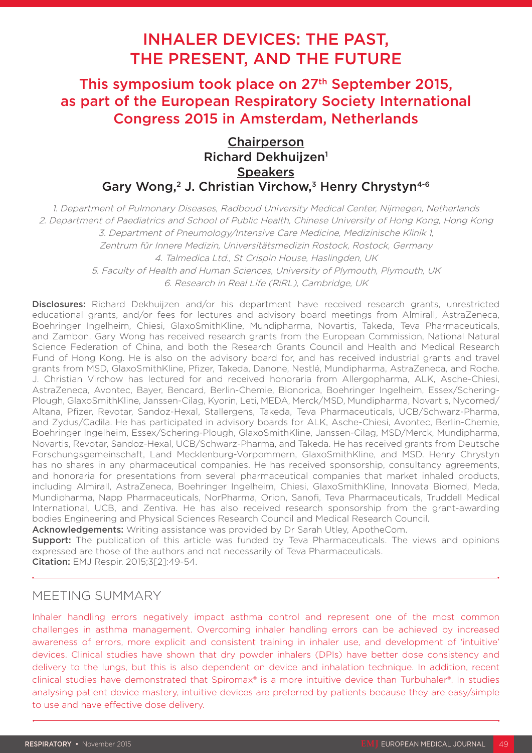# INHALER DEVICES: THE PAST, THE PRESENT, AND THE FUTURE

## This symposium took place on 27th September 2015, as part of the European Respiratory Society International Congress 2015 in Amsterdam, Netherlands

**Chairperson**
Richard Dekhuijzen[1]
**Speakers**
Gary Wong,[2] J. Christian Virchow,[3] Henry Chrystyn[4-6]

1. Department of Pulmonary Diseases, Radboud University Medical Center, Nijmegen, Netherlands
2. Department of Paediatrics and School of Public Health, Chinese University of Hong Kong, Hong Kong
3. Department of Pneumology/Intensive Care Medicine, Medizinische Klinik 1, Zentrum für Innere Medizin, Universitätsmedizin Rostock, Rostock, Germany
4. Talmedica Ltd., St Crispin House, Haslingden, UK
5. Faculty of Health and Human Sciences, University of Plymouth, Plymouth, UK
6. Research in Real Life (RiRL), Cambridge, UK

**Disclosures:** Richard Dekhuijzen and/or his department have received research grants, unrestricted educational grants, and/or fees for lectures and advisory board meetings from Almirall, AstraZeneca, Boehringer Ingelheim, Chiesi, GlaxoSmithKline, Mundipharma, Novartis, Takeda, Teva Pharmaceuticals, and Zambon. Gary Wong has received research grants from the European Commission, National Natural Science Federation of China, and both the Research Grants Council and Health and Medical Research Fund of Hong Kong. He is also on the advisory board for, and has received industrial grants and travel grants from MSD, GlaxoSmithKline, Pfizer, Takeda, Danone, Nestlé, Mundipharma, AstraZeneca, and Roche. J. Christian Virchow has lectured for and received honoraria from Allergopharma, ALK, Asche-Chiesi, AstraZeneca, Avontec, Bayer, Bencard, Berlin-Chemie, Bionorica, Boehringer Ingelheim, Essex/Schering-Plough, GlaxoSmithKline, Janssen-Cilag, Kyorin, Leti, MEDA, Merck/MSD, Mundipharma, Novartis, Nycomed/Altana, Pfizer, Revotar, Sandoz-Hexal, Stallergens, Takeda, Teva Pharmaceuticals, UCB/Schwarz-Pharma, and Zydus/Cadila. He has participated in advisory boards for ALK, Asche-Chiesi, Avontec, Berlin-Chemie, Boehringer Ingelheim, Essex/Schering-Plough, GlaxoSmithKline, Janssen-Cilag, MSD/Merck, Mundipharma, Novartis, Revotar, Sandoz-Hexal, UCB/Schwarz-Pharma, and Takeda. He has received grants from Deutsche Forschungsgemeinschaft, Land Mecklenburg-Vorpommern, GlaxoSmithKline, and MSD. Henry Chrystyn has no shares in any pharmaceutical companies. He has received sponsorship, consultancy agreements, and honoraria for presentations from several pharmaceutical companies that market inhaled products, including Almirall, AstraZeneca, Boehringer Ingelheim, Chiesi, GlaxoSmithKline, Innovata Biomed, Meda, Mundipharma, Napp Pharmaceuticals, NorPharma, Orion, Sanofi, Teva Pharmaceuticals, Truddell Medical International, UCB, and Zentiva. He has also received research sponsorship from the grant-awarding bodies Engineering and Physical Sciences Research Council and Medical Research Council.
**Acknowledgements:** Writing assistance was provided by Dr Sarah Utley, ApotheCom.
**Support:** The publication of this article was funded by Teva Pharmaceuticals. The views and opinions expressed are those of the authors and not necessarily of Teva Pharmaceuticals.
**Citation:** EMJ Respir. 2015;3[2]:49-54.

## MEETING SUMMARY

Inhaler handling errors negatively impact asthma control and represent one of the most common challenges in asthma management. Overcoming inhaler handling errors can be achieved by increased awareness of errors, more explicit and consistent training in inhaler use, and development of 'intuitive' devices. Clinical studies have shown that dry powder inhalers (DPIs) have better dose consistency and delivery to the lungs, but this is also dependent on device and inhalation technique. In addition, recent clinical studies have demonstrated that Spiromax® is a more intuitive device than Turbuhaler®. In studies analysing patient device mastery, intuitive devices are preferred by patients because they are easy/simple to use and have effective dose delivery.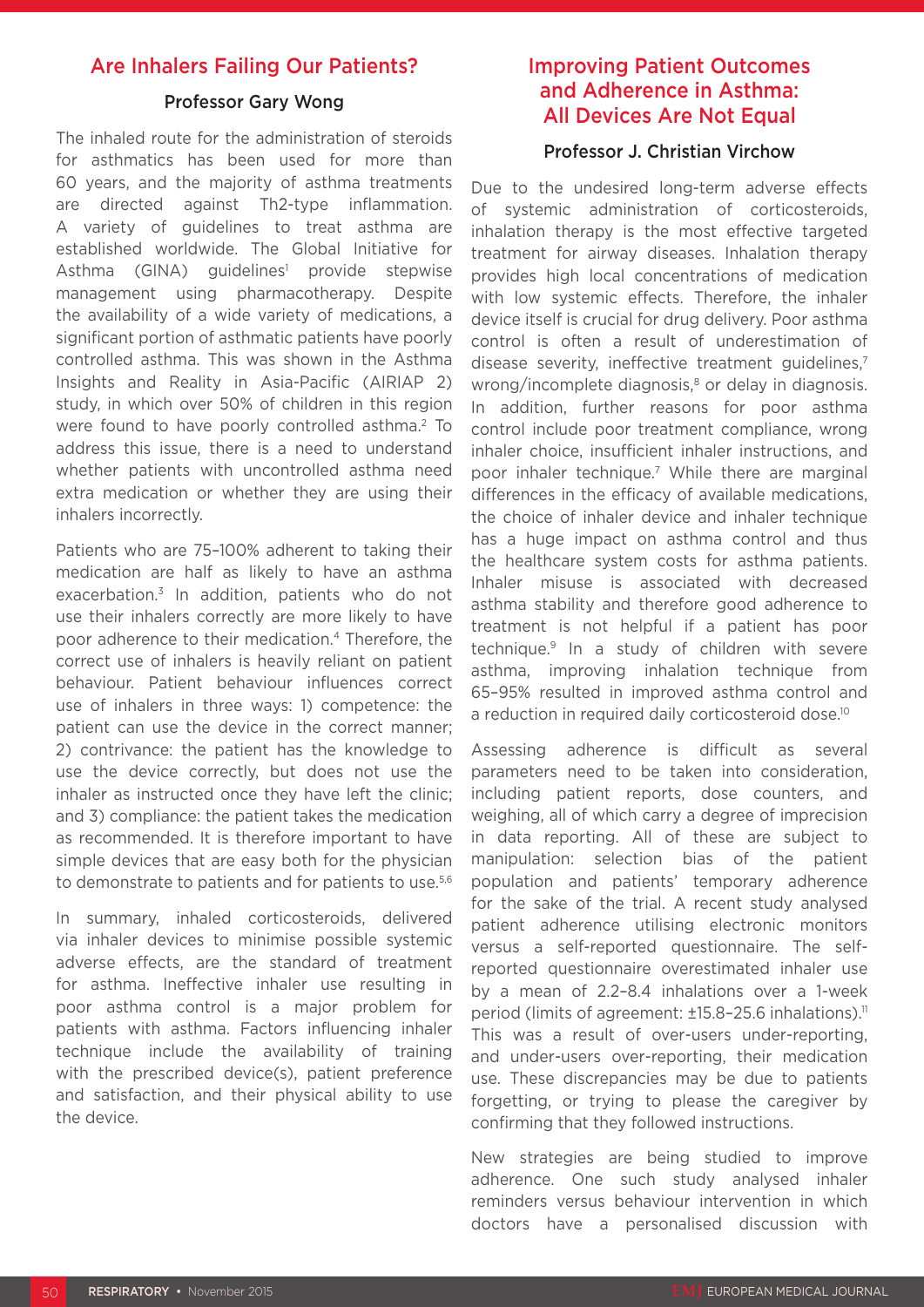## Are Inhalers Failing Our Patients?

### Professor Gary Wong

The inhaled route for the administration of steroids for asthmatics has been used for more than 60 years, and the majority of asthma treatments are directed against Th2-type inflammation. A variety of guidelines to treat asthma are established worldwide. The Global Initiative for Asthma (GINA) guidelines[1] provide stepwise management using pharmacotherapy. Despite the availability of a wide variety of medications, a significant portion of asthmatic patients have poorly controlled asthma. This was shown in the Asthma Insights and Reality in Asia-Pacific (AIRIAP 2) study, in which over 50% of children in this region were found to have poorly controlled asthma.[2] To address this issue, there is a need to understand whether patients with uncontrolled asthma need extra medication or whether they are using their inhalers incorrectly.

Patients who are 75–100% adherent to taking their medication are half as likely to have an asthma exacerbation.[3] In addition, patients who do not use their inhalers correctly are more likely to have poor adherence to their medication.[4] Therefore, the correct use of inhalers is heavily reliant on patient behaviour. Patient behaviour influences correct use of inhalers in three ways: 1) competence: the patient can use the device in the correct manner; 2) contrivance: the patient has the knowledge to use the device correctly, but does not use the inhaler as instructed once they have left the clinic; and 3) compliance: the patient takes the medication as recommended. It is therefore important to have simple devices that are easy both for the physician to demonstrate to patients and for patients to use.[5,6]

In summary, inhaled corticosteroids, delivered via inhaler devices to minimise possible systemic adverse effects, are the standard of treatment for asthma. Ineffective inhaler use resulting in poor asthma control is a major problem for patients with asthma. Factors influencing inhaler technique include the availability of training with the prescribed device(s), patient preference and satisfaction, and their physical ability to use the device.

## Improving Patient Outcomes and Adherence in Asthma: All Devices Are Not Equal

### Professor J. Christian Virchow

Due to the undesired long-term adverse effects of systemic administration of corticosteroids, inhalation therapy is the most effective targeted treatment for airway diseases. Inhalation therapy provides high local concentrations of medication with low systemic effects. Therefore, the inhaler device itself is crucial for drug delivery. Poor asthma control is often a result of underestimation of disease severity, ineffective treatment guidelines,[7] wrong/incomplete diagnosis,[8] or delay in diagnosis. In addition, further reasons for poor asthma control include poor treatment compliance, wrong inhaler choice, insufficient inhaler instructions, and poor inhaler technique.[7] While there are marginal differences in the efficacy of available medications, the choice of inhaler device and inhaler technique has a huge impact on asthma control and thus the healthcare system costs for asthma patients. Inhaler misuse is associated with decreased asthma stability and therefore good adherence to treatment is not helpful if a patient has poor technique.[9] In a study of children with severe asthma, improving inhalation technique from 65–95% resulted in improved asthma control and a reduction in required daily corticosteroid dose.[10]

Assessing adherence is difficult as several parameters need to be taken into consideration, including patient reports, dose counters, and weighing, all of which carry a degree of imprecision in data reporting. All of these are subject to manipulation: selection bias of the patient population and patients' temporary adherence for the sake of the trial. A recent study analysed patient adherence utilising electronic monitors versus a self-reported questionnaire. The self-reported questionnaire overestimated inhaler use by a mean of 2.2–8.4 inhalations over a 1-week period (limits of agreement: ±15.8–25.6 inhalations).[11] This was a result of over-users under-reporting, and under-users over-reporting, their medication use. These discrepancies may be due to patients forgetting, or trying to please the caregiver by confirming that they followed instructions.

New strategies are being studied to improve adherence. One such study analysed inhaler reminders versus behaviour intervention in which doctors have a personalised discussion with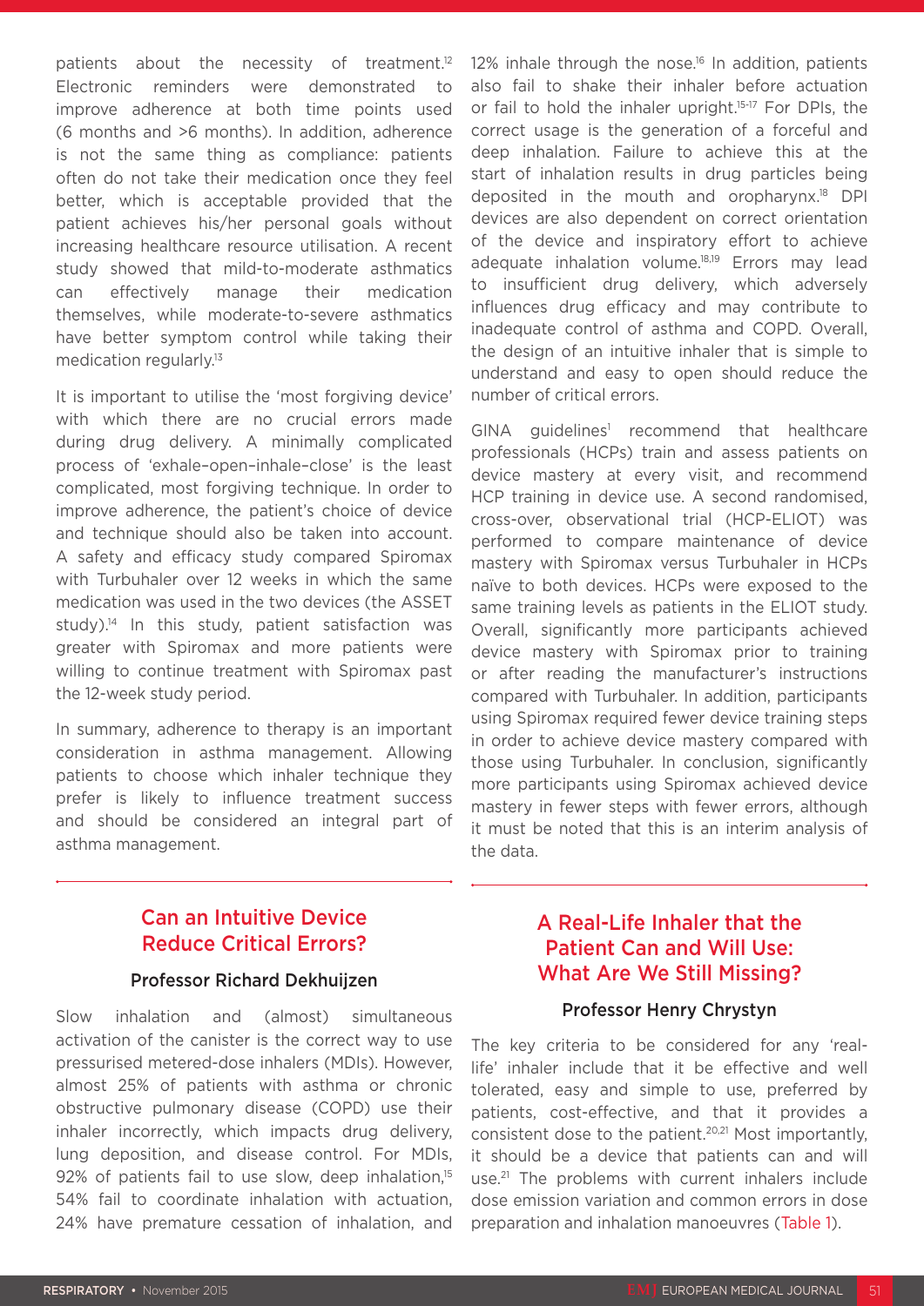patients about the necessity of treatment.[12] Electronic reminders were demonstrated to improve adherence at both time points used (6 months and >6 months). In addition, adherence is not the same thing as compliance: patients often do not take their medication once they feel better, which is acceptable provided that the patient achieves his/her personal goals without increasing healthcare resource utilisation. A recent study showed that mild-to-moderate asthmatics can effectively manage their medication themselves, while moderate-to-severe asthmatics have better symptom control while taking their medication regularly.[13]

It is important to utilise the 'most forgiving device' with which there are no crucial errors made during drug delivery. A minimally complicated process of 'exhale–open–inhale–close' is the least complicated, most forgiving technique. In order to improve adherence, the patient's choice of device and technique should also be taken into account. A safety and efficacy study compared Spiromax with Turbuhaler over 12 weeks in which the same medication was used in the two devices (the ASSET study).[14] In this study, patient satisfaction was greater with Spiromax and more patients were willing to continue treatment with Spiromax past the 12-week study period.

In summary, adherence to therapy is an important consideration in asthma management. Allowing patients to choose which inhaler technique they prefer is likely to influence treatment success and should be considered an integral part of asthma management.

## Can an Intuitive Device Reduce Critical Errors?

### Professor Richard Dekhuijzen

Slow inhalation and (almost) simultaneous activation of the canister is the correct way to use pressurised metered-dose inhalers (MDIs). However, almost 25% of patients with asthma or chronic obstructive pulmonary disease (COPD) use their inhaler incorrectly, which impacts drug delivery, lung deposition, and disease control. For MDIs, 92% of patients fail to use slow, deep inhalation,[15] 54% fail to coordinate inhalation with actuation, 24% have premature cessation of inhalation, and 12% inhale through the nose.[16] In addition, patients also fail to shake their inhaler before actuation or fail to hold the inhaler upright.[15-17] For DPIs, the correct usage is the generation of a forceful and deep inhalation. Failure to achieve this at the start of inhalation results in drug particles being deposited in the mouth and oropharynx.[18] DPI devices are also dependent on correct orientation of the device and inspiratory effort to achieve adequate inhalation volume.[18,19] Errors may lead to insufficient drug delivery, which adversely influences drug efficacy and may contribute to inadequate control of asthma and COPD. Overall, the design of an intuitive inhaler that is simple to understand and easy to open should reduce the number of critical errors.

GINA guidelines[1] recommend that healthcare professionals (HCPs) train and assess patients on device mastery at every visit, and recommend HCP training in device use. A second randomised, cross-over, observational trial (HCP-ELIOT) was performed to compare maintenance of device mastery with Spiromax versus Turbuhaler in HCPs naïve to both devices. HCPs were exposed to the same training levels as patients in the ELIOT study. Overall, significantly more participants achieved device mastery with Spiromax prior to training or after reading the manufacturer's instructions compared with Turbuhaler. In addition, participants using Spiromax required fewer device training steps in order to achieve device mastery compared with those using Turbuhaler. In conclusion, significantly more participants using Spiromax achieved device mastery in fewer steps with fewer errors, although it must be noted that this is an interim analysis of the data.

## A Real-Life Inhaler that the Patient Can and Will Use: What Are We Still Missing?

### Professor Henry Chrystyn

The key criteria to be considered for any 'real-life' inhaler include that it be effective and well tolerated, easy and simple to use, preferred by patients, cost-effective, and that it provides a consistent dose to the patient.[20,21] Most importantly, it should be a device that patients can and will use.[21] The problems with current inhalers include dose emission variation and common errors in dose preparation and inhalation manoeuvres (Table 1).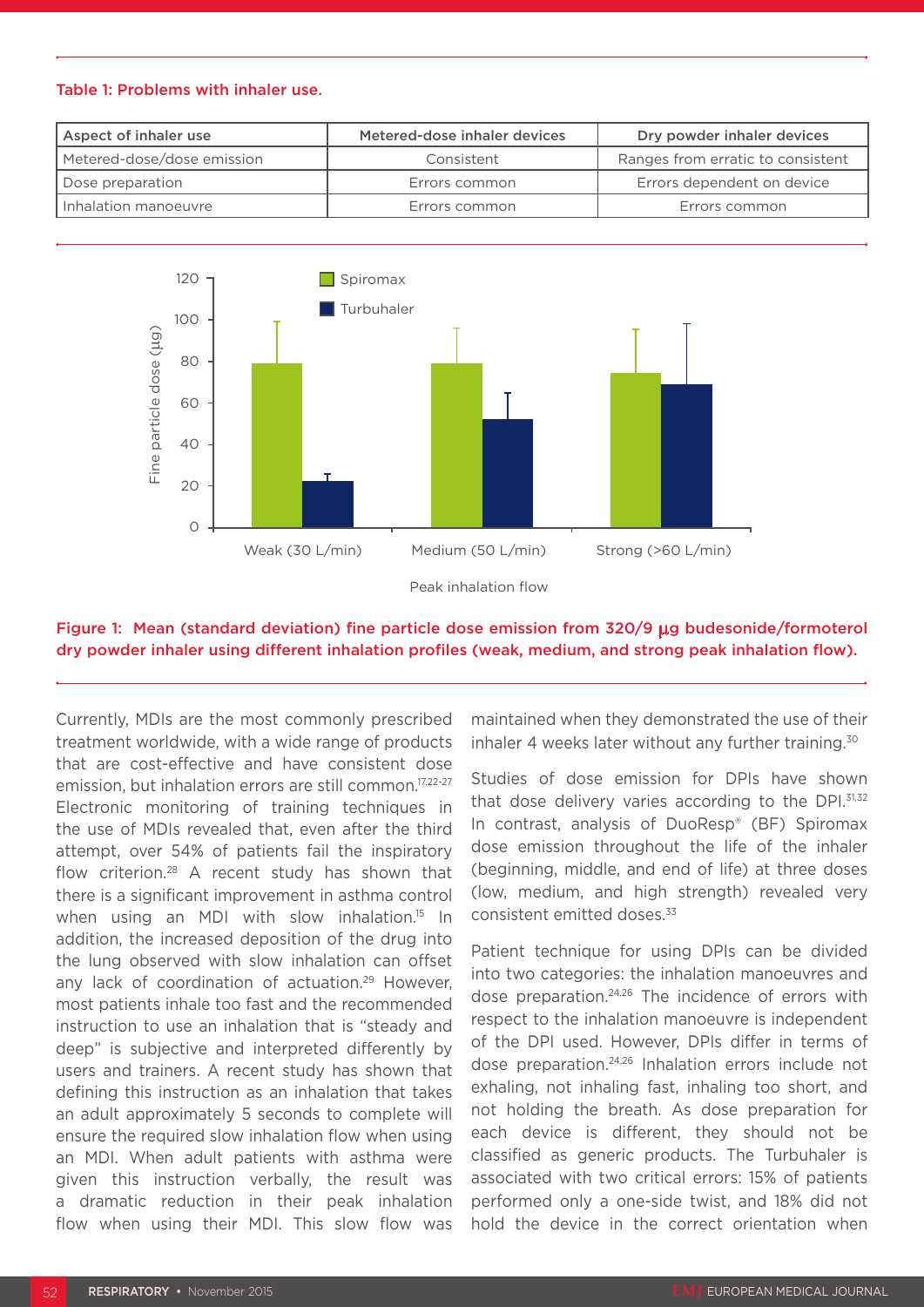**Table 1: Problems with inhaler use.**

| Aspect of inhaler use | Metered-dose inhaler devices | Dry powder inhaler devices |
|---|---|---|
| Metered-dose/dose emission | Consistent | Ranges from erratic to consistent |
| Dose preparation | Errors common | Errors dependent on device |
| Inhalation manoeuvre | Errors common | Errors common |

**Figure 1: Mean (standard deviation) fine particle dose emission from 320/9 μg budesonide/formoterol dry powder inhaler using different inhalation profiles (weak, medium, and strong peak inhalation flow).**

Currently, MDIs are the most commonly prescribed treatment worldwide, with a wide range of products that are cost-effective and have consistent dose emission, but inhalation errors are still common.[17,22-27] Electronic monitoring of training techniques in the use of MDIs revealed that, even after the third attempt, over 54% of patients fail the inspiratory flow criterion.[28] A recent study has shown that there is a significant improvement in asthma control when using an MDI with slow inhalation.[15] In addition, the increased deposition of the drug into the lung observed with slow inhalation can offset any lack of coordination of actuation.[29] However, most patients inhale too fast and the recommended instruction to use an inhalation that is "steady and deep" is subjective and interpreted differently by users and trainers. A recent study has shown that defining this instruction as an inhalation that takes an adult approximately 5 seconds to complete will ensure the required slow inhalation flow when using an MDI. When adult patients with asthma were given this instruction verbally, the result was a dramatic reduction in their peak inhalation flow when using their MDI. This slow flow was maintained when they demonstrated the use of their inhaler 4 weeks later without any further training.[30]

Studies of dose emission for DPIs have shown that dose delivery varies according to the DPI.[31,32] In contrast, analysis of DuoResp® (BF) Spiromax dose emission throughout the life of the inhaler (beginning, middle, and end of life) at three doses (low, medium, and high strength) revealed very consistent emitted doses.[33]

Patient technique for using DPIs can be divided into two categories: the inhalation manoeuvres and dose preparation.[24,26] The incidence of errors with respect to the inhalation manoeuvre is independent of the DPI used. However, DPIs differ in terms of dose preparation.[24,26] Inhalation errors include not exhaling, not inhaling fast, inhaling too short, and not holding the breath. As dose preparation for each device is different, they should not be classified as generic products. The Turbuhaler is associated with two critical errors: 15% of patients performed only a one-side twist, and 18% did not hold the device in the correct orientation when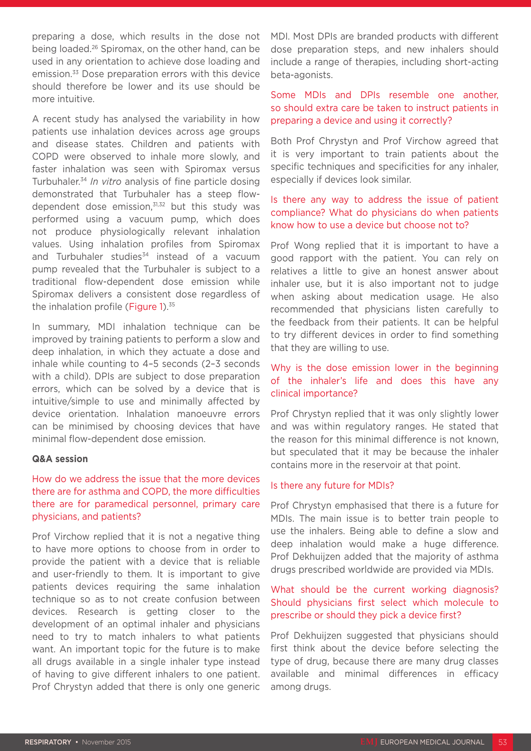preparing a dose, which results in the dose not being loaded.[26] Spiromax, on the other hand, can be used in any orientation to achieve dose loading and emission.[33] Dose preparation errors with this device should therefore be lower and its use should be more intuitive.

A recent study has analysed the variability in how patients use inhalation devices across age groups and disease states. Children and patients with COPD were observed to inhale more slowly, and faster inhalation was seen with Spiromax versus Turbuhaler.[34] *In vitro* analysis of fine particle dosing demonstrated that Turbuhaler has a steep flow-dependent dose emission,[31,32] but this study was performed using a vacuum pump, which does not produce physiologically relevant inhalation values. Using inhalation profiles from Spiromax and Turbuhaler studies[34] instead of a vacuum pump revealed that the Turbuhaler is subject to a traditional flow-dependent dose emission while Spiromax delivers a consistent dose regardless of the inhalation profile (Figure 1).[35]

In summary, MDI inhalation technique can be improved by training patients to perform a slow and deep inhalation, in which they actuate a dose and inhale while counting to 4–5 seconds (2–3 seconds with a child). DPIs are subject to dose preparation errors, which can be solved by a device that is intuitive/simple to use and minimally affected by device orientation. Inhalation manoeuvre errors can be minimised by choosing devices that have minimal flow-dependent dose emission.

**Q&A session**

How do we address the issue that the more devices there are for asthma and COPD, the more difficulties there are for paramedical personnel, primary care physicians, and patients?

Prof Virchow replied that it is not a negative thing to have more options to choose from in order to provide the patient with a device that is reliable and user-friendly to them. It is important to give patients devices requiring the same inhalation technique so as to not create confusion between devices. Research is getting closer to the development of an optimal inhaler and physicians need to try to match inhalers to what patients want. An important topic for the future is to make all drugs available in a single inhaler type instead of having to give different inhalers to one patient. Prof Chrystyn added that there is only one generic MDI. Most DPIs are branded products with different dose preparation steps, and new inhalers should include a range of therapies, including short-acting beta-agonists.

Some MDIs and DPIs resemble one another, so should extra care be taken to instruct patients in preparing a device and using it correctly?

Both Prof Chrystyn and Prof Virchow agreed that it is very important to train patients about the specific techniques and specificities for any inhaler, especially if devices look similar.

Is there any way to address the issue of patient compliance? What do physicians do when patients know how to use a device but choose not to?

Prof Wong replied that it is important to have a good rapport with the patient. You can rely on relatives a little to give an honest answer about inhaler use, but it is also important not to judge when asking about medication usage. He also recommended that physicians listen carefully to the feedback from their patients. It can be helpful to try different devices in order to find something that they are willing to use.

Why is the dose emission lower in the beginning of the inhaler's life and does this have any clinical importance?

Prof Chrystyn replied that it was only slightly lower and was within regulatory ranges. He stated that the reason for this minimal difference is not known, but speculated that it may be because the inhaler contains more in the reservoir at that point.

Is there any future for MDIs?

Prof Chrystyn emphasised that there is a future for MDIs. The main issue is to better train people to use the inhalers. Being able to define a slow and deep inhalation would make a huge difference. Prof Dekhuijzen added that the majority of asthma drugs prescribed worldwide are provided via MDIs.

What should be the current working diagnosis? Should physicians first select which molecule to prescribe or should they pick a device first?

Prof Dekhuijzen suggested that physicians should first think about the device before selecting the type of drug, because there are many drug classes available and minimal differences in efficacy among drugs.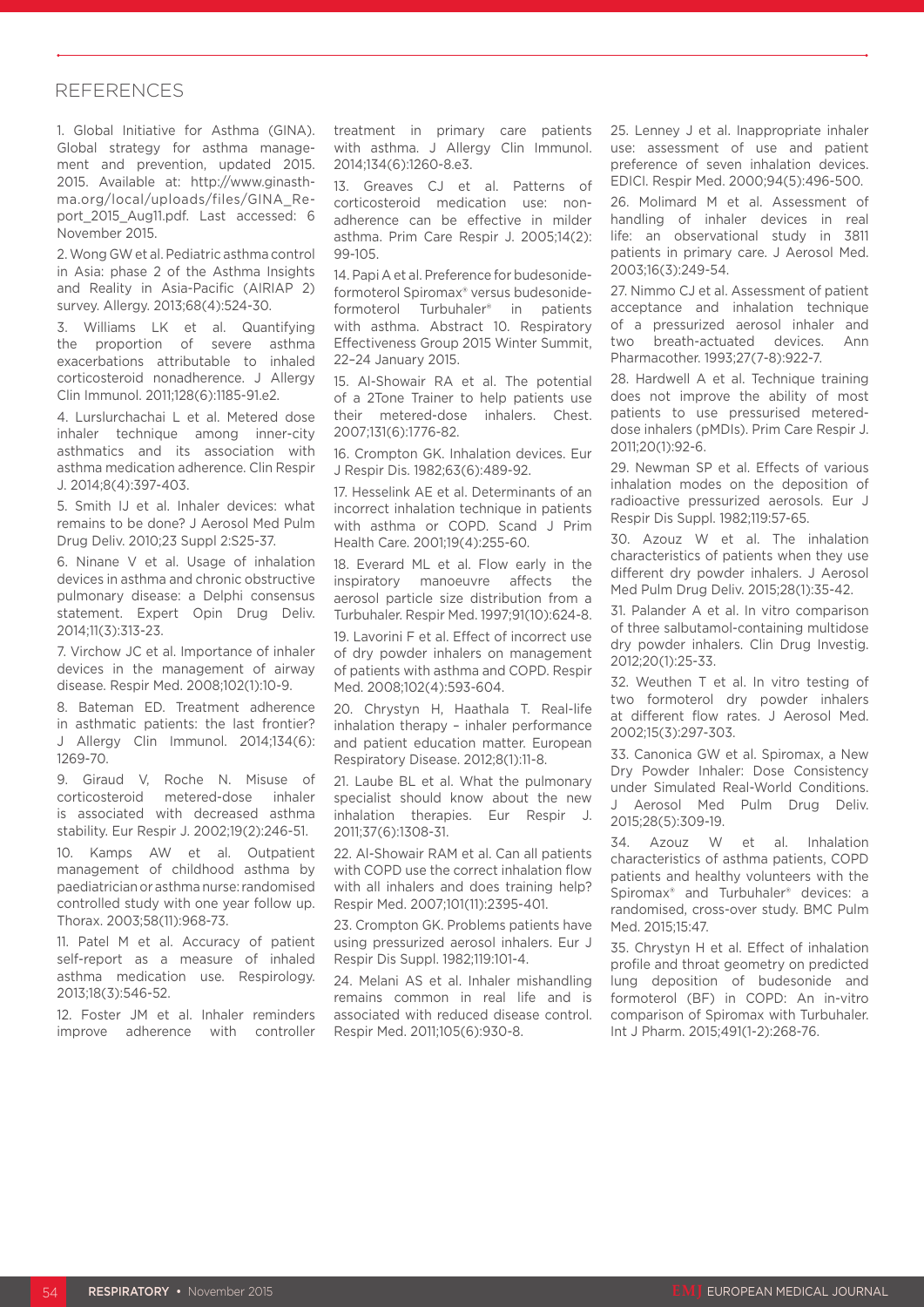## REFERENCES

1. Global Initiative for Asthma (GINA). Global strategy for asthma management and prevention, updated 2015. 2015. Available at: http://www.ginasthma.org/local/uploads/files/GINA_Report_2015_Aug11.pdf. Last accessed: 6 November 2015.

2. Wong GW et al. Pediatric asthma control in Asia: phase 2 of the Asthma Insights and Reality in Asia-Pacific (AIRIAP 2) survey. Allergy. 2013;68(4):524-30.

3. Williams LK et al. Quantifying the proportion of severe asthma exacerbations attributable to inhaled corticosteroid nonadherence. J Allergy Clin Immunol. 2011;128(6):1185-91.e2.

4. Lurslurchachai L et al. Metered dose inhaler technique among inner-city asthmatics and its association with asthma medication adherence. Clin Respir J. 2014;8(4):397-403.

5. Smith IJ et al. Inhaler devices: what remains to be done? J Aerosol Med Pulm Drug Deliv. 2010;23 Suppl 2:S25-37.

6. Ninane V et al. Usage of inhalation devices in asthma and chronic obstructive pulmonary disease: a Delphi consensus statement. Expert Opin Drug Deliv. 2014;11(3):313-23.

7. Virchow JC et al. Importance of inhaler devices in the management of airway disease. Respir Med. 2008;102(1):10-9.

8. Bateman ED. Treatment adherence in asthmatic patients: the last frontier? J Allergy Clin Immunol. 2014;134(6): 1269-70.

9. Giraud V, Roche N. Misuse of corticosteroid metered-dose inhaler is associated with decreased asthma stability. Eur Respir J. 2002;19(2):246-51.

10. Kamps AW et al. Outpatient management of childhood asthma by paediatrician or asthma nurse: randomised controlled study with one year follow up. Thorax. 2003;58(11):968-73.

11. Patel M et al. Accuracy of patient self-report as a measure of inhaled asthma medication use. Respirology. 2013;18(3):546-52.

12. Foster JM et al. Inhaler reminders improve adherence with controller treatment in primary care patients with asthma. J Allergy Clin Immunol. 2014;134(6):1260-8.e3.

13. Greaves CJ et al. Patterns of corticosteroid medication use: non-adherence can be effective in milder asthma. Prim Care Respir J. 2005;14(2): 99-105.

14. Papi A et al. Preference for budesonide-formoterol Spiromax® versus budesonide-formoterol Turbuhaler® in patients with asthma. Abstract 10. Respiratory Effectiveness Group 2015 Winter Summit, 22–24 January 2015.

15. Al-Showair RA et al. The potential of a 2Tone Trainer to help patients use their metered-dose inhalers. Chest. 2007;131(6):1776-82.

16. Crompton GK. Inhalation devices. Eur J Respir Dis. 1982;63(6):489-92.

17. Hesselink AE et al. Determinants of an incorrect inhalation technique in patients with asthma or COPD. Scand J Prim Health Care. 2001;19(4):255-60.

18. Everard ML et al. Flow early in the inspiratory manoeuvre affects the aerosol particle size distribution from a Turbuhaler. Respir Med. 1997;91(10):624-8.

19. Lavorini F et al. Effect of incorrect use of dry powder inhalers on management of patients with asthma and COPD. Respir Med. 2008;102(4):593-604.

20. Chrystyn H, Haathala T. Real-life inhalation therapy – inhaler performance and patient education matter. European Respiratory Disease. 2012;8(1):11-8.

21. Laube BL et al. What the pulmonary specialist should know about the new inhalation therapies. Eur Respir J. 2011;37(6):1308-31.

22. Al-Showair RAM et al. Can all patients with COPD use the correct inhalation flow with all inhalers and does training help? Respir Med. 2007;101(11):2395-401.

23. Crompton GK. Problems patients have using pressurized aerosol inhalers. Eur J Respir Dis Suppl. 1982;119:101-4.

24. Melani AS et al. Inhaler mishandling remains common in real life and is associated with reduced disease control. Respir Med. 2011;105(6):930-8.

25. Lenney J et al. Inappropriate inhaler use: assessment of use and patient preference of seven inhalation devices. EDICI. Respir Med. 2000;94(5):496-500.

26. Molimard M et al. Assessment of handling of inhaler devices in real life: an observational study in 3811 patients in primary care. J Aerosol Med. 2003;16(3):249-54.

27. Nimmo CJ et al. Assessment of patient acceptance and inhalation technique of a pressurized aerosol inhaler and two breath-actuated devices. Ann Pharmacother. 1993;27(7-8):922-7.

28. Hardwell A et al. Technique training does not improve the ability of most patients to use pressurised metered-dose inhalers (pMDIs). Prim Care Respir J. 2011;20(1):92-6.

29. Newman SP et al. Effects of various inhalation modes on the deposition of radioactive pressurized aerosols. Eur J Respir Dis Suppl. 1982;119:57-65.

30. Azouz W et al. The inhalation characteristics of patients when they use different dry powder inhalers. J Aerosol Med Pulm Drug Deliv. 2015;28(1):35-42.

31. Palander A et al. In vitro comparison of three salbutamol-containing multidose dry powder inhalers. Clin Drug Investig. 2012;20(1):25-33.

32. Weuthen T et al. In vitro testing of two formoterol dry powder inhalers at different flow rates. J Aerosol Med. 2002;15(3):297-303.

33. Canonica GW et al. Spiromax, a New Dry Powder Inhaler: Dose Consistency under Simulated Real-World Conditions. J Aerosol Med Pulm Drug Deliv. 2015;28(5):309-19.

34. Azouz W et al. Inhalation characteristics of asthma patients, COPD patients and healthy volunteers with the Spiromax® and Turbuhaler® devices: a randomised, cross-over study. BMC Pulm Med. 2015;15:47.

35. Chrystyn H et al. Effect of inhalation profile and throat geometry on predicted lung deposition of budesonide and formoterol (BF) in COPD: An in-vitro comparison of Spiromax with Turbuhaler. Int J Pharm. 2015;491(1-2):268-76.